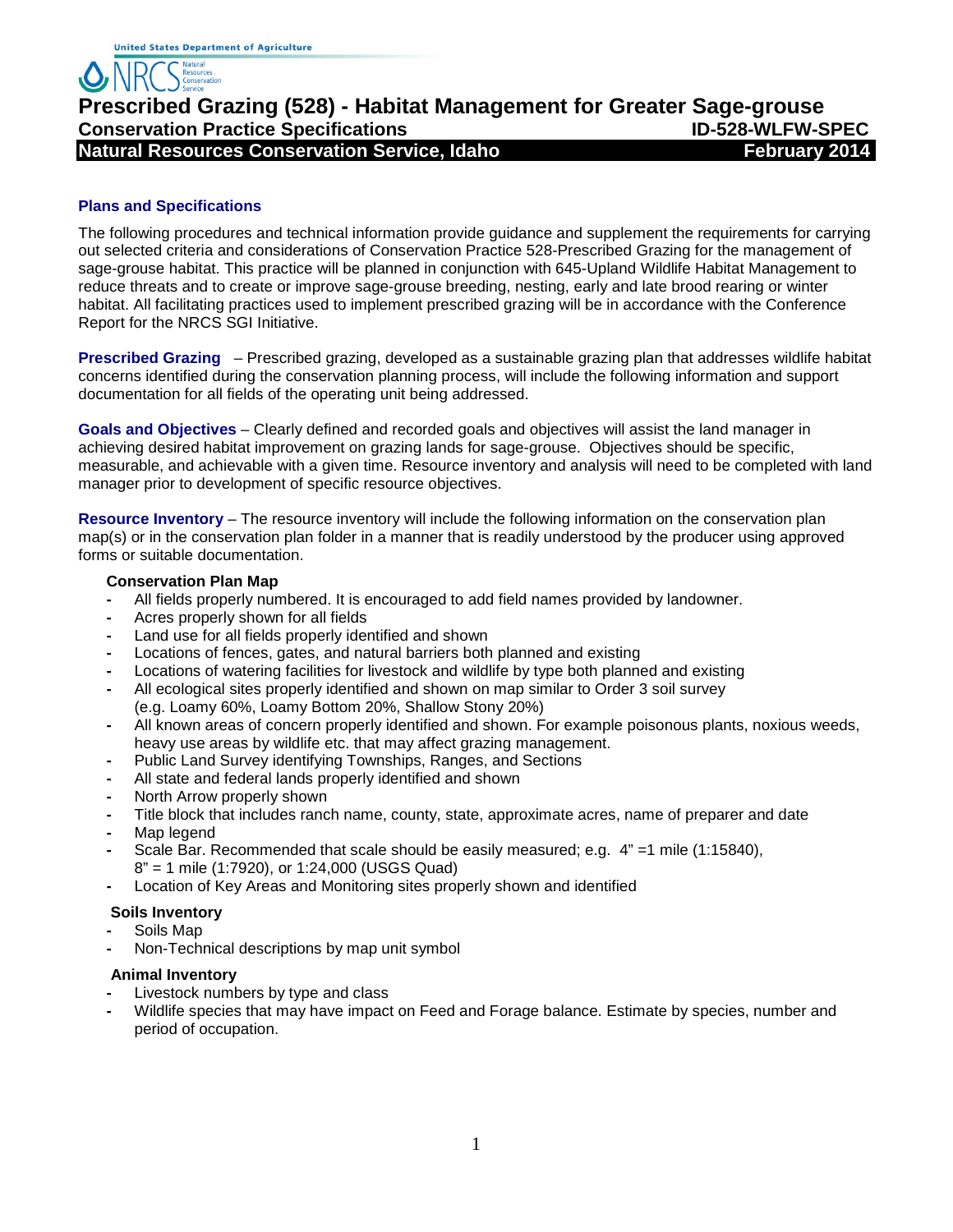United States Department of Agriculture

NRCS Natural Resources Conservation Service

# Prescribed Grazing (528) - Habitat Management for Greater Sage-grouse

**Conservation Practice Specifications** **ID-528-WLFW-SPEC**

**Natural Resources Conservation Service, Idaho** **February 2014**

## Plans and Specifications

The following procedures and technical information provide guidance and supplement the requirements for carrying out selected criteria and considerations of Conservation Practice 528-Prescribed Grazing for the management of sage-grouse habitat. This practice will be planned in conjunction with 645-Upland Wildlife Habitat Management to reduce threats and to create or improve sage-grouse breeding, nesting, early and late brood rearing or winter habitat. All facilitating practices used to implement prescribed grazing will be in accordance with the Conference Report for the NRCS SGI Initiative.

**Prescribed Grazing** – Prescribed grazing, developed as a sustainable grazing plan that addresses wildlife habitat concerns identified during the conservation planning process, will include the following information and support documentation for all fields of the operating unit being addressed.

**Goals and Objectives** – Clearly defined and recorded goals and objectives will assist the land manager in achieving desired habitat improvement on grazing lands for sage-grouse. Objectives should be specific, measurable, and achievable with a given time. Resource inventory and analysis will need to be completed with land manager prior to development of specific resource objectives.

**Resource Inventory** – The resource inventory will include the following information on the conservation plan map(s) or in the conservation plan folder in a manner that is readily understood by the producer using approved forms or suitable documentation.

### Conservation Plan Map

- All fields properly numbered. It is encouraged to add field names provided by landowner.
- Acres properly shown for all fields
- Land use for all fields properly identified and shown
- Locations of fences, gates, and natural barriers both planned and existing
- Locations of watering facilities for livestock and wildlife by type both planned and existing
- All ecological sites properly identified and shown on map similar to Order 3 soil survey (e.g. Loamy 60%, Loamy Bottom 20%, Shallow Stony 20%)
- All known areas of concern properly identified and shown. For example poisonous plants, noxious weeds, heavy use areas by wildlife etc. that may affect grazing management.
- Public Land Survey identifying Townships, Ranges, and Sections
- All state and federal lands properly identified and shown
- North Arrow properly shown
- Title block that includes ranch name, county, state, approximate acres, name of preparer and date
- Map legend
- Scale Bar. Recommended that scale should be easily measured; e.g. 4" =1 mile (1:15840), 8" = 1 mile (1:7920), or 1:24,000 (USGS Quad)
- Location of Key Areas and Monitoring sites properly shown and identified

### Soils Inventory

- Soils Map
- Non-Technical descriptions by map unit symbol

### Animal Inventory

- Livestock numbers by type and class
- Wildlife species that may have impact on Feed and Forage balance. Estimate by species, number and period of occupation.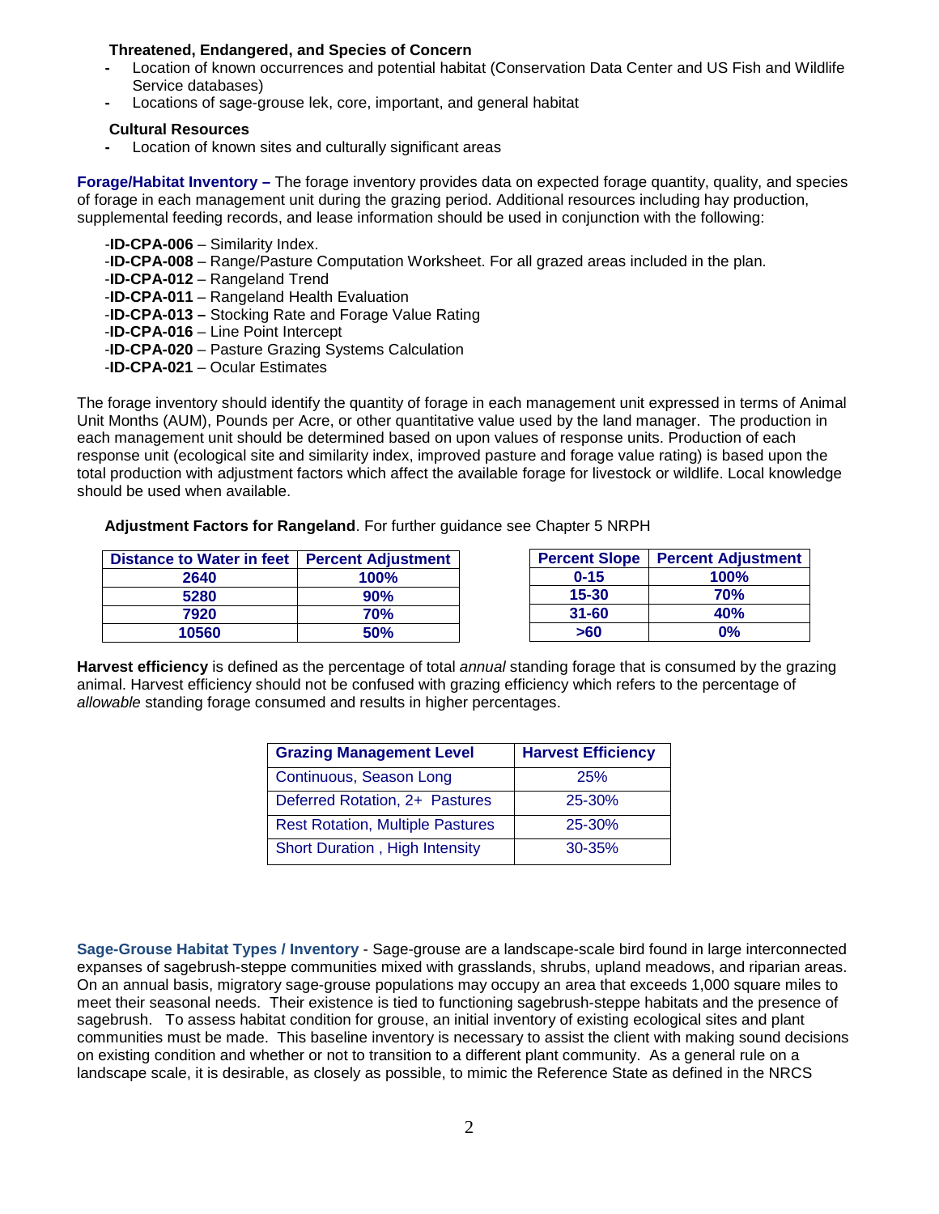**Threatened, Endangered, and Species of Concern**

- Location of known occurrences and potential habitat (Conservation Data Center and US Fish and Wildlife Service databases)
- Locations of sage-grouse lek, core, important, and general habitat

**Cultural Resources**

- Location of known sites and culturally significant areas

**Forage/Habitat Inventory –** The forage inventory provides data on expected forage quantity, quality, and species of forage in each management unit during the grazing period. Additional resources including hay production, supplemental feeding records, and lease information should be used in conjunction with the following:

-**ID-CPA-006** – Similarity Index.
-**ID-CPA-008** – Range/Pasture Computation Worksheet. For all grazed areas included in the plan.
-**ID-CPA-012** – Rangeland Trend
-**ID-CPA-011** – Rangeland Health Evaluation
-**ID-CPA-013 –** Stocking Rate and Forage Value Rating
-**ID-CPA-016** – Line Point Intercept
-**ID-CPA-020** – Pasture Grazing Systems Calculation
-**ID-CPA-021** – Ocular Estimates

The forage inventory should identify the quantity of forage in each management unit expressed in terms of Animal Unit Months (AUM), Pounds per Acre, or other quantitative value used by the land manager. The production in each management unit should be determined based on upon values of response units. Production of each response unit (ecological site and similarity index, improved pasture and forage value rating) is based upon the total production with adjustment factors which affect the available forage for livestock or wildlife. Local knowledge should be used when available.

**Adjustment Factors for Rangeland**. For further guidance see Chapter 5 NRPH

| Distance to Water in feet | Percent Adjustment |
|---|---|
| 2640 | 100% |
| 5280 | 90% |
| 7920 | 70% |
| 10560 | 50% |

| Percent Slope | Percent Adjustment |
|---|---|
| 0-15 | 100% |
| 15-30 | 70% |
| 31-60 | 40% |
| >60 | 0% |

**Harvest efficiency** is defined as the percentage of total *annual* standing forage that is consumed by the grazing animal. Harvest efficiency should not be confused with grazing efficiency which refers to the percentage of *allowable* standing forage consumed and results in higher percentages.

| Grazing Management Level | Harvest Efficiency |
|---|---|
| Continuous, Season Long | 25% |
| Deferred Rotation, 2+ Pastures | 25-30% |
| Rest Rotation, Multiple Pastures | 25-30% |
| Short Duration , High Intensity | 30-35% |

**Sage-Grouse Habitat Types / Inventory** - Sage-grouse are a landscape-scale bird found in large interconnected expanses of sagebrush-steppe communities mixed with grasslands, shrubs, upland meadows, and riparian areas. On an annual basis, migratory sage-grouse populations may occupy an area that exceeds 1,000 square miles to meet their seasonal needs. Their existence is tied to functioning sagebrush-steppe habitats and the presence of sagebrush. To assess habitat condition for grouse, an initial inventory of existing ecological sites and plant communities must be made. This baseline inventory is necessary to assist the client with making sound decisions on existing condition and whether or not to transition to a different plant community. As a general rule on a landscape scale, it is desirable, as closely as possible, to mimic the Reference State as defined in the NRCS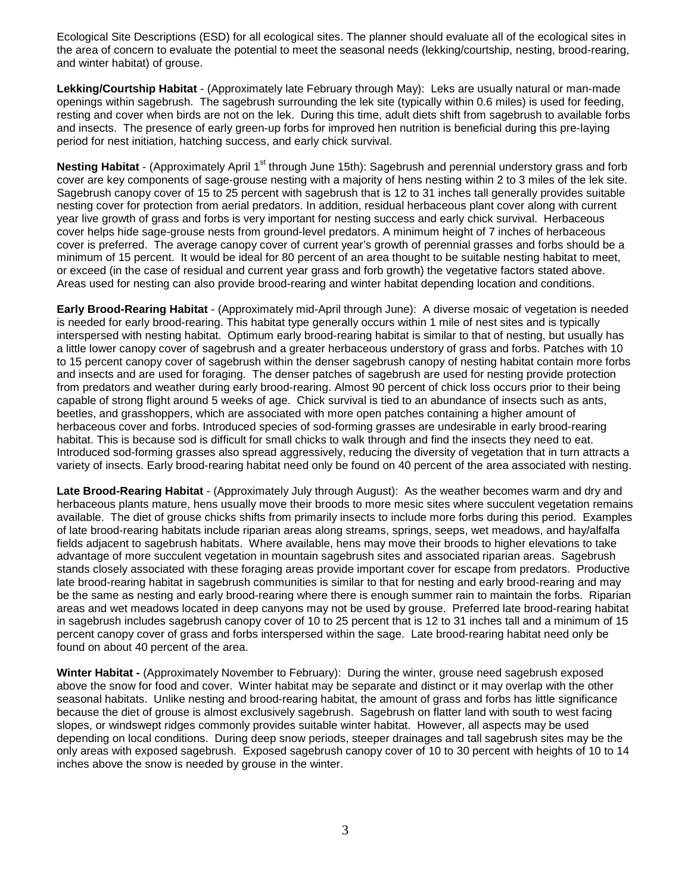Ecological Site Descriptions (ESD) for all ecological sites. The planner should evaluate all of the ecological sites in the area of concern to evaluate the potential to meet the seasonal needs (lekking/courtship, nesting, brood-rearing, and winter habitat) of grouse.

**Lekking/Courtship Habitat** - (Approximately late February through May): Leks are usually natural or man-made openings within sagebrush. The sagebrush surrounding the lek site (typically within 0.6 miles) is used for feeding, resting and cover when birds are not on the lek. During this time, adult diets shift from sagebrush to available forbs and insects. The presence of early green-up forbs for improved hen nutrition is beneficial during this pre-laying period for nest initiation, hatching success, and early chick survival.

**Nesting Habitat** - (Approximately April 1st through June 15th): Sagebrush and perennial understory grass and forb cover are key components of sage-grouse nesting with a majority of hens nesting within 2 to 3 miles of the lek site. Sagebrush canopy cover of 15 to 25 percent with sagebrush that is 12 to 31 inches tall generally provides suitable nesting cover for protection from aerial predators. In addition, residual herbaceous plant cover along with current year live growth of grass and forbs is very important for nesting success and early chick survival. Herbaceous cover helps hide sage-grouse nests from ground-level predators. A minimum height of 7 inches of herbaceous cover is preferred. The average canopy cover of current year's growth of perennial grasses and forbs should be a minimum of 15 percent. It would be ideal for 80 percent of an area thought to be suitable nesting habitat to meet, or exceed (in the case of residual and current year grass and forb growth) the vegetative factors stated above. Areas used for nesting can also provide brood-rearing and winter habitat depending location and conditions.

**Early Brood-Rearing Habitat** - (Approximately mid-April through June): A diverse mosaic of vegetation is needed is needed for early brood-rearing. This habitat type generally occurs within 1 mile of nest sites and is typically interspersed with nesting habitat. Optimum early brood-rearing habitat is similar to that of nesting, but usually has a little lower canopy cover of sagebrush and a greater herbaceous understory of grass and forbs. Patches with 10 to 15 percent canopy cover of sagebrush within the denser sagebrush canopy of nesting habitat contain more forbs and insects and are used for foraging. The denser patches of sagebrush are used for nesting provide protection from predators and weather during early brood-rearing. Almost 90 percent of chick loss occurs prior to their being capable of strong flight around 5 weeks of age. Chick survival is tied to an abundance of insects such as ants, beetles, and grasshoppers, which are associated with more open patches containing a higher amount of herbaceous cover and forbs. Introduced species of sod-forming grasses are undesirable in early brood-rearing habitat. This is because sod is difficult for small chicks to walk through and find the insects they need to eat. Introduced sod-forming grasses also spread aggressively, reducing the diversity of vegetation that in turn attracts a variety of insects. Early brood-rearing habitat need only be found on 40 percent of the area associated with nesting.

**Late Brood-Rearing Habitat** - (Approximately July through August): As the weather becomes warm and dry and herbaceous plants mature, hens usually move their broods to more mesic sites where succulent vegetation remains available. The diet of grouse chicks shifts from primarily insects to include more forbs during this period. Examples of late brood-rearing habitats include riparian areas along streams, springs, seeps, wet meadows, and hay/alfalfa fields adjacent to sagebrush habitats. Where available, hens may move their broods to higher elevations to take advantage of more succulent vegetation in mountain sagebrush sites and associated riparian areas. Sagebrush stands closely associated with these foraging areas provide important cover for escape from predators. Productive late brood-rearing habitat in sagebrush communities is similar to that for nesting and early brood-rearing and may be the same as nesting and early brood-rearing where there is enough summer rain to maintain the forbs. Riparian areas and wet meadows located in deep canyons may not be used by grouse. Preferred late brood-rearing habitat in sagebrush includes sagebrush canopy cover of 10 to 25 percent that is 12 to 31 inches tall and a minimum of 15 percent canopy cover of grass and forbs interspersed within the sage. Late brood-rearing habitat need only be found on about 40 percent of the area.

**Winter Habitat -** (Approximately November to February): During the winter, grouse need sagebrush exposed above the snow for food and cover. Winter habitat may be separate and distinct or it may overlap with the other seasonal habitats. Unlike nesting and brood-rearing habitat, the amount of grass and forbs has little significance because the diet of grouse is almost exclusively sagebrush. Sagebrush on flatter land with south to west facing slopes, or windswept ridges commonly provides suitable winter habitat. However, all aspects may be used depending on local conditions. During deep snow periods, steeper drainages and tall sagebrush sites may be the only areas with exposed sagebrush. Exposed sagebrush canopy cover of 10 to 30 percent with heights of 10 to 14 inches above the snow is needed by grouse in the winter.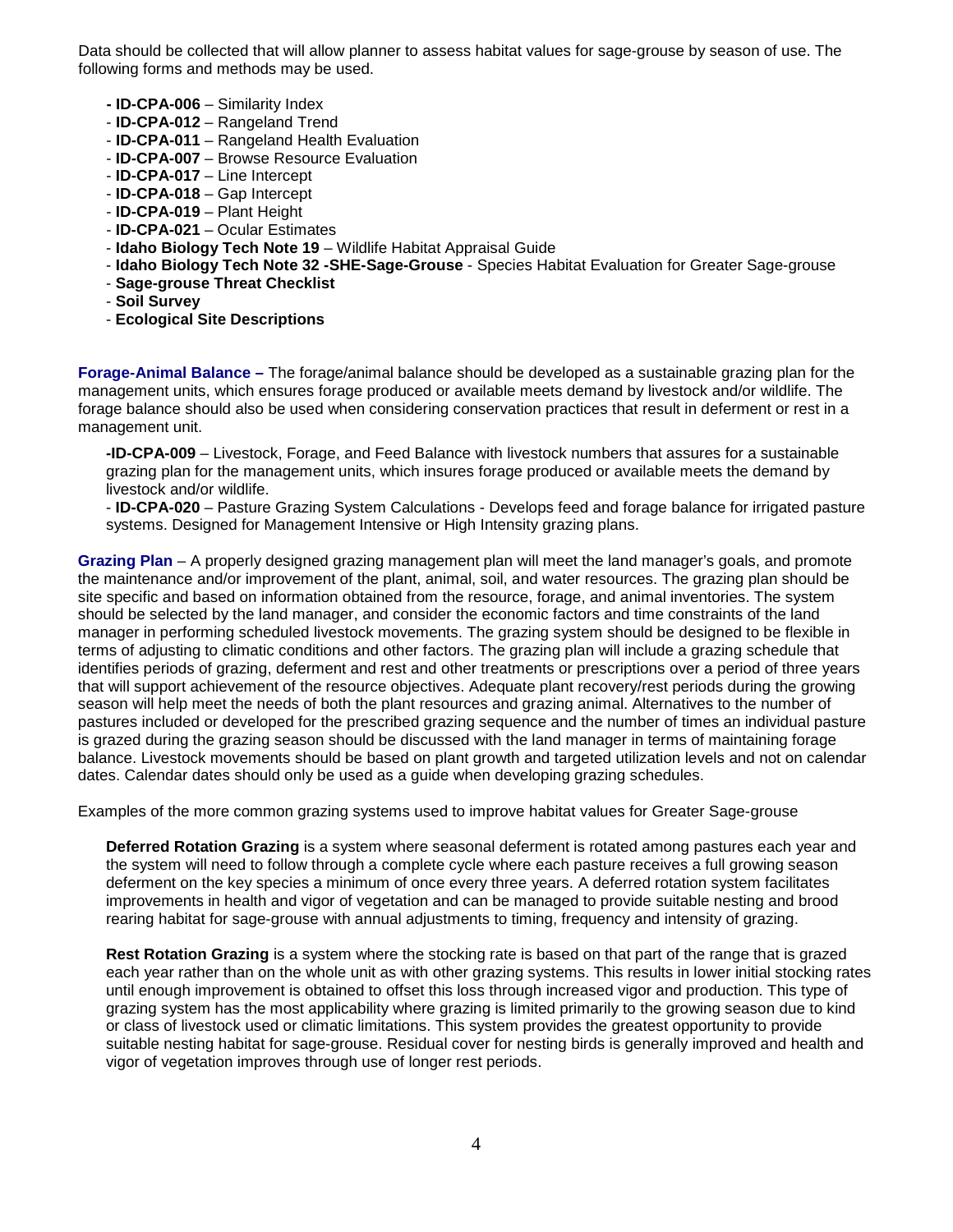Data should be collected that will allow planner to assess habitat values for sage-grouse by season of use. The following forms and methods may be used.

- **ID-CPA-006** – Similarity Index
- **ID-CPA-012** – Rangeland Trend
- **ID-CPA-011** – Rangeland Health Evaluation
- **ID-CPA-007** – Browse Resource Evaluation
- **ID-CPA-017** – Line Intercept
- **ID-CPA-018** – Gap Intercept
- **ID-CPA-019** – Plant Height
- **ID-CPA-021** – Ocular Estimates
- **Idaho Biology Tech Note 19** – Wildlife Habitat Appraisal Guide
- **Idaho Biology Tech Note 32 -SHE-Sage-Grouse** - Species Habitat Evaluation for Greater Sage-grouse
- **Sage-grouse Threat Checklist**
- **Soil Survey**
- **Ecological Site Descriptions**

**Forage-Animal Balance –** The forage/animal balance should be developed as a sustainable grazing plan for the management units, which ensures forage produced or available meets demand by livestock and/or wildlife. The forage balance should also be used when considering conservation practices that result in deferment or rest in a management unit.

**-ID-CPA-009** – Livestock, Forage, and Feed Balance with livestock numbers that assures for a sustainable grazing plan for the management units, which insures forage produced or available meets the demand by livestock and/or wildlife.

- **ID-CPA-020** – Pasture Grazing System Calculations - Develops feed and forage balance for irrigated pasture systems. Designed for Management Intensive or High Intensity grazing plans.

**Grazing Plan** – A properly designed grazing management plan will meet the land manager's goals, and promote the maintenance and/or improvement of the plant, animal, soil, and water resources. The grazing plan should be site specific and based on information obtained from the resource, forage, and animal inventories. The system should be selected by the land manager, and consider the economic factors and time constraints of the land manager in performing scheduled livestock movements. The grazing system should be designed to be flexible in terms of adjusting to climatic conditions and other factors. The grazing plan will include a grazing schedule that identifies periods of grazing, deferment and rest and other treatments or prescriptions over a period of three years that will support achievement of the resource objectives. Adequate plant recovery/rest periods during the growing season will help meet the needs of both the plant resources and grazing animal. Alternatives to the number of pastures included or developed for the prescribed grazing sequence and the number of times an individual pasture is grazed during the grazing season should be discussed with the land manager in terms of maintaining forage balance. Livestock movements should be based on plant growth and targeted utilization levels and not on calendar dates. Calendar dates should only be used as a guide when developing grazing schedules.

Examples of the more common grazing systems used to improve habitat values for Greater Sage-grouse

**Deferred Rotation Grazing** is a system where seasonal deferment is rotated among pastures each year and the system will need to follow through a complete cycle where each pasture receives a full growing season deferment on the key species a minimum of once every three years. A deferred rotation system facilitates improvements in health and vigor of vegetation and can be managed to provide suitable nesting and brood rearing habitat for sage-grouse with annual adjustments to timing, frequency and intensity of grazing.

**Rest Rotation Grazing** is a system where the stocking rate is based on that part of the range that is grazed each year rather than on the whole unit as with other grazing systems. This results in lower initial stocking rates until enough improvement is obtained to offset this loss through increased vigor and production. This type of grazing system has the most applicability where grazing is limited primarily to the growing season due to kind or class of livestock used or climatic limitations. This system provides the greatest opportunity to provide suitable nesting habitat for sage-grouse. Residual cover for nesting birds is generally improved and health and vigor of vegetation improves through use of longer rest periods.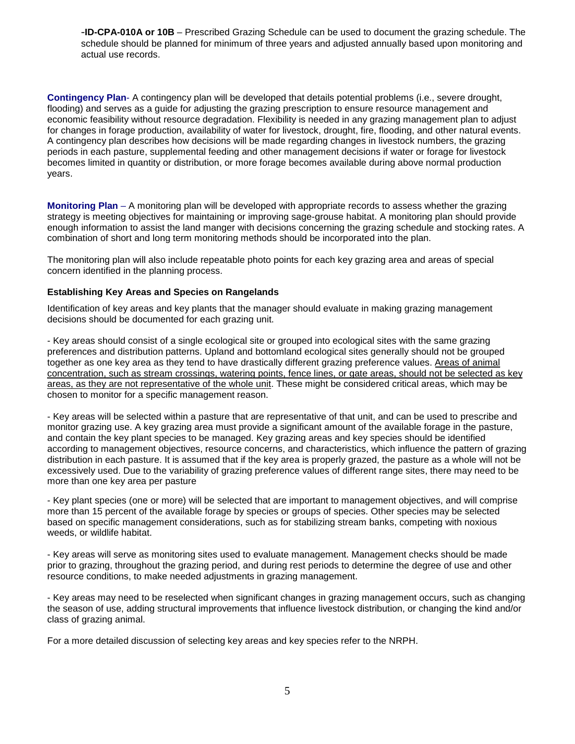-**ID-CPA-010A or 10B** – Prescribed Grazing Schedule can be used to document the grazing schedule. The schedule should be planned for minimum of three years and adjusted annually based upon monitoring and actual use records.

**Contingency Plan**- A contingency plan will be developed that details potential problems (i.e., severe drought, flooding) and serves as a guide for adjusting the grazing prescription to ensure resource management and economic feasibility without resource degradation. Flexibility is needed in any grazing management plan to adjust for changes in forage production, availability of water for livestock, drought, fire, flooding, and other natural events. A contingency plan describes how decisions will be made regarding changes in livestock numbers, the grazing periods in each pasture, supplemental feeding and other management decisions if water or forage for livestock becomes limited in quantity or distribution, or more forage becomes available during above normal production years.

**Monitoring Plan** – A monitoring plan will be developed with appropriate records to assess whether the grazing strategy is meeting objectives for maintaining or improving sage-grouse habitat. A monitoring plan should provide enough information to assist the land manger with decisions concerning the grazing schedule and stocking rates. A combination of short and long term monitoring methods should be incorporated into the plan.

The monitoring plan will also include repeatable photo points for each key grazing area and areas of special concern identified in the planning process.

**Establishing Key Areas and Species on Rangelands**

Identification of key areas and key plants that the manager should evaluate in making grazing management decisions should be documented for each grazing unit.

- Key areas should consist of a single ecological site or grouped into ecological sites with the same grazing preferences and distribution patterns. Upland and bottomland ecological sites generally should not be grouped together as one key area as they tend to have drastically different grazing preference values. <u>Areas of animal concentration, such as stream crossings, watering points, fence lines, or gate areas, should not be selected as key areas, as they are not representative of the whole unit</u>. These might be considered critical areas, which may be chosen to monitor for a specific management reason.

- Key areas will be selected within a pasture that are representative of that unit, and can be used to prescribe and monitor grazing use. A key grazing area must provide a significant amount of the available forage in the pasture, and contain the key plant species to be managed. Key grazing areas and key species should be identified according to management objectives, resource concerns, and characteristics, which influence the pattern of grazing distribution in each pasture. It is assumed that if the key area is properly grazed, the pasture as a whole will not be excessively used. Due to the variability of grazing preference values of different range sites, there may need to be more than one key area per pasture

- Key plant species (one or more) will be selected that are important to management objectives, and will comprise more than 15 percent of the available forage by species or groups of species. Other species may be selected based on specific management considerations, such as for stabilizing stream banks, competing with noxious weeds, or wildlife habitat.

- Key areas will serve as monitoring sites used to evaluate management. Management checks should be made prior to grazing, throughout the grazing period, and during rest periods to determine the degree of use and other resource conditions, to make needed adjustments in grazing management.

- Key areas may need to be reselected when significant changes in grazing management occurs, such as changing the season of use, adding structural improvements that influence livestock distribution, or changing the kind and/or class of grazing animal.

For a more detailed discussion of selecting key areas and key species refer to the NRPH.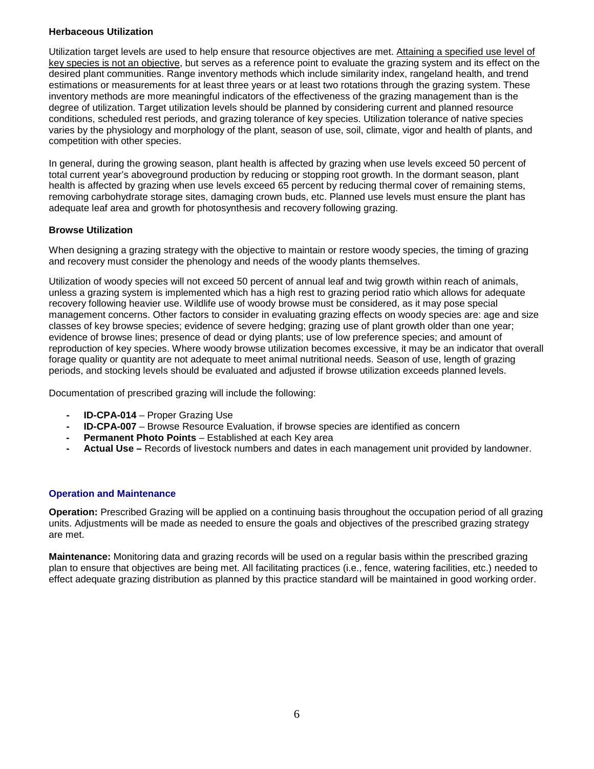**Herbaceous Utilization**

Utilization target levels are used to help ensure that resource objectives are met. <u>Attaining a specified use level of key species is not an objective</u>, but serves as a reference point to evaluate the grazing system and its effect on the desired plant communities. Range inventory methods which include similarity index, rangeland health, and trend estimations or measurements for at least three years or at least two rotations through the grazing system. These inventory methods are more meaningful indicators of the effectiveness of the grazing management than is the degree of utilization. Target utilization levels should be planned by considering current and planned resource conditions, scheduled rest periods, and grazing tolerance of key species. Utilization tolerance of native species varies by the physiology and morphology of the plant, season of use, soil, climate, vigor and health of plants, and competition with other species.

In general, during the growing season, plant health is affected by grazing when use levels exceed 50 percent of total current year's aboveground production by reducing or stopping root growth. In the dormant season, plant health is affected by grazing when use levels exceed 65 percent by reducing thermal cover of remaining stems, removing carbohydrate storage sites, damaging crown buds, etc. Planned use levels must ensure the plant has adequate leaf area and growth for photosynthesis and recovery following grazing.

**Browse Utilization**

When designing a grazing strategy with the objective to maintain or restore woody species, the timing of grazing and recovery must consider the phenology and needs of the woody plants themselves.

Utilization of woody species will not exceed 50 percent of annual leaf and twig growth within reach of animals, unless a grazing system is implemented which has a high rest to grazing period ratio which allows for adequate recovery following heavier use. Wildlife use of woody browse must be considered, as it may pose special management concerns. Other factors to consider in evaluating grazing effects on woody species are: age and size classes of key browse species; evidence of severe hedging; grazing use of plant growth older than one year; evidence of browse lines; presence of dead or dying plants; use of low preference species; and amount of reproduction of key species. Where woody browse utilization becomes excessive, it may be an indicator that overall forage quality or quantity are not adequate to meet animal nutritional needs. Season of use, length of grazing periods, and stocking levels should be evaluated and adjusted if browse utilization exceeds planned levels.

Documentation of prescribed grazing will include the following:

- **ID-CPA-014** – Proper Grazing Use
- **ID-CPA-007** – Browse Resource Evaluation, if browse species are identified as concern
- **Permanent Photo Points** – Established at each Key area
- **Actual Use –** Records of livestock numbers and dates in each management unit provided by landowner.

## Operation and Maintenance

**Operation:** Prescribed Grazing will be applied on a continuing basis throughout the occupation period of all grazing units. Adjustments will be made as needed to ensure the goals and objectives of the prescribed grazing strategy are met.

**Maintenance:** Monitoring data and grazing records will be used on a regular basis within the prescribed grazing plan to ensure that objectives are being met. All facilitating practices (i.e., fence, watering facilities, etc.) needed to effect adequate grazing distribution as planned by this practice standard will be maintained in good working order.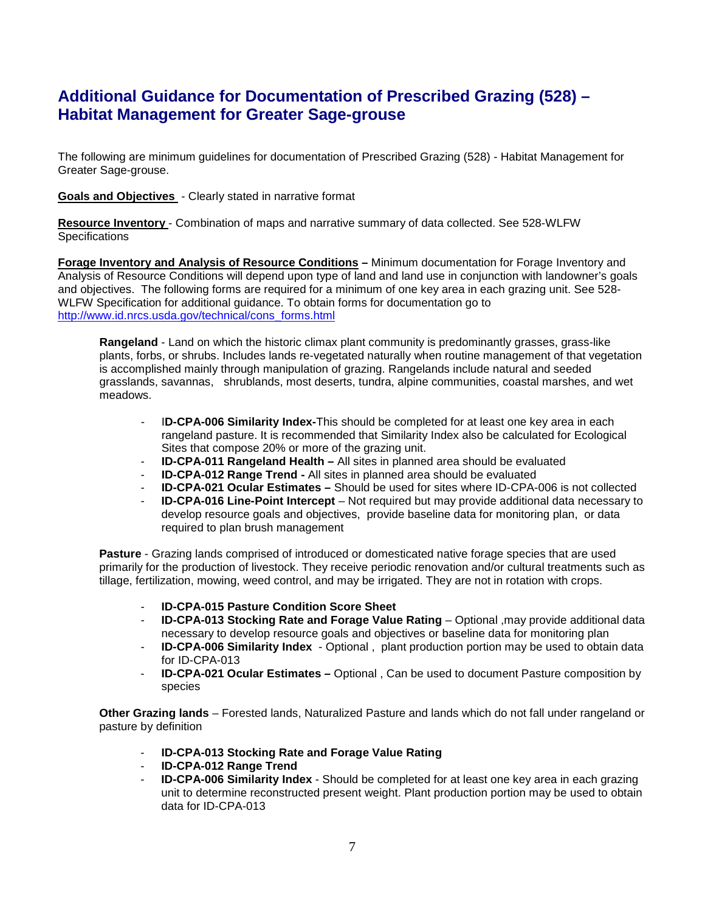# Additional Guidance for Documentation of Prescribed Grazing (528) – Habitat Management for Greater Sage-grouse

The following are minimum guidelines for documentation of Prescribed Grazing (528) - Habitat Management for Greater Sage-grouse.

**Goals and Objectives** - Clearly stated in narrative format

**Resource Inventory** - Combination of maps and narrative summary of data collected. See 528-WLFW Specifications

**Forage Inventory and Analysis of Resource Conditions –** Minimum documentation for Forage Inventory and Analysis of Resource Conditions will depend upon type of land and land use in conjunction with landowner's goals and objectives. The following forms are required for a minimum of one key area in each grazing unit. See 528-WLFW Specification for additional guidance. To obtain forms for documentation go to http://www.id.nrcs.usda.gov/technical/cons_forms.html

**Rangeland** - Land on which the historic climax plant community is predominantly grasses, grass-like plants, forbs, or shrubs. Includes lands re-vegetated naturally when routine management of that vegetation is accomplished mainly through manipulation of grazing. Rangelands include natural and seeded grasslands, savannas, shrublands, most deserts, tundra, alpine communities, coastal marshes, and wet meadows.

- **ID-CPA-006 Similarity Index-**This should be completed for at least one key area in each rangeland pasture. It is recommended that Similarity Index also be calculated for Ecological Sites that compose 20% or more of the grazing unit.
- **ID-CPA-011 Rangeland Health –** All sites in planned area should be evaluated
- **ID-CPA-012 Range Trend -** All sites in planned area should be evaluated
- **ID-CPA-021 Ocular Estimates –** Should be used for sites where ID-CPA-006 is not collected
- **ID-CPA-016 Line-Point Intercept** – Not required but may provide additional data necessary to develop resource goals and objectives, provide baseline data for monitoring plan, or data required to plan brush management

**Pasture** - Grazing lands comprised of introduced or domesticated native forage species that are used primarily for the production of livestock. They receive periodic renovation and/or cultural treatments such as tillage, fertilization, mowing, weed control, and may be irrigated. They are not in rotation with crops.

- **ID-CPA-015 Pasture Condition Score Sheet**
- **ID-CPA-013 Stocking Rate and Forage Value Rating** – Optional ,may provide additional data necessary to develop resource goals and objectives or baseline data for monitoring plan
- **ID-CPA-006 Similarity Index** - Optional , plant production portion may be used to obtain data for ID-CPA-013
- **ID-CPA-021 Ocular Estimates –** Optional , Can be used to document Pasture composition by species

**Other Grazing lands** – Forested lands, Naturalized Pasture and lands which do not fall under rangeland or pasture by definition

- **ID-CPA-013 Stocking Rate and Forage Value Rating**
- **ID-CPA-012 Range Trend**
- **ID-CPA-006 Similarity Index** - Should be completed for at least one key area in each grazing unit to determine reconstructed present weight. Plant production portion may be used to obtain data for ID-CPA-013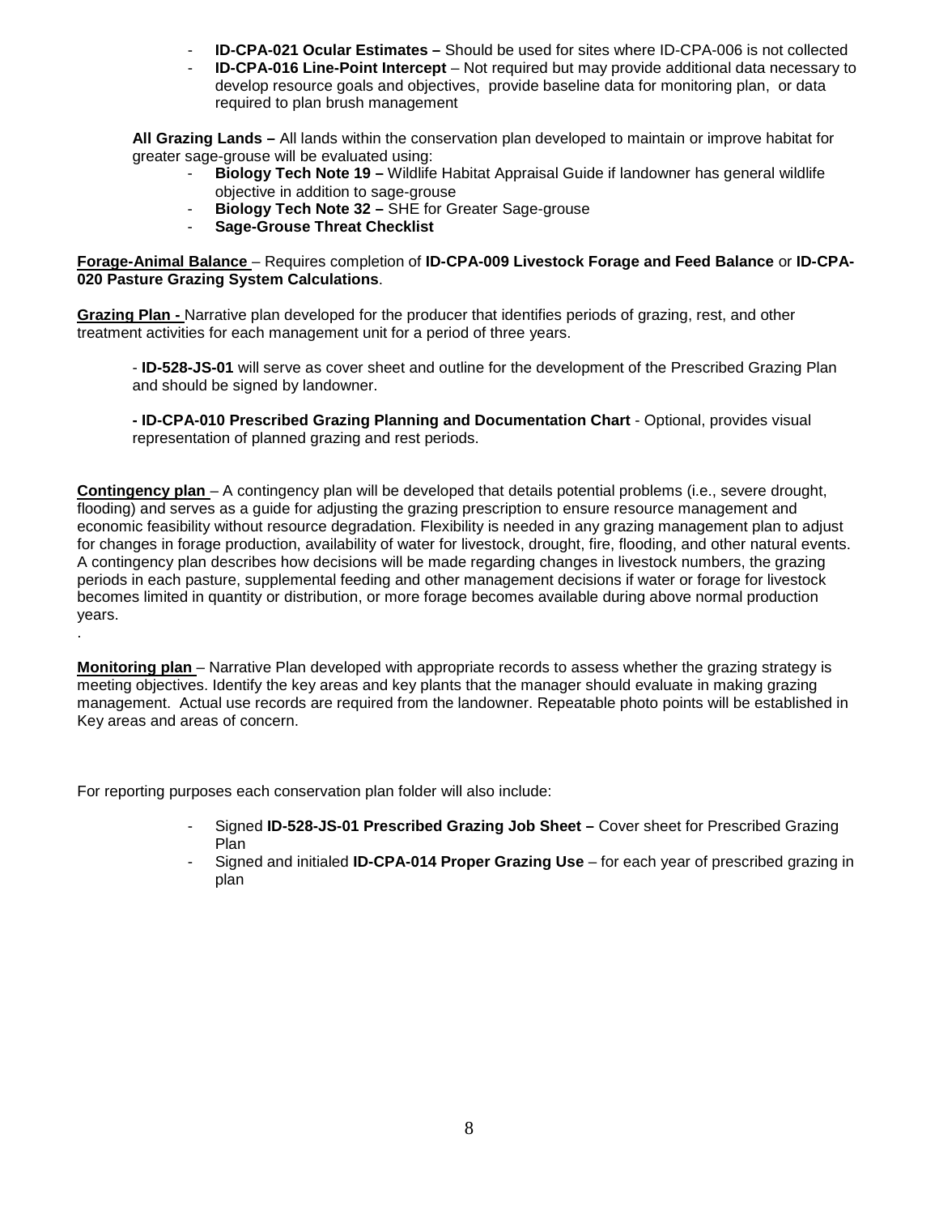- **ID-CPA-021 Ocular Estimates –** Should be used for sites where ID-CPA-006 is not collected
- **ID-CPA-016 Line-Point Intercept** – Not required but may provide additional data necessary to develop resource goals and objectives, provide baseline data for monitoring plan, or data required to plan brush management

**All Grazing Lands –** All lands within the conservation plan developed to maintain or improve habitat for greater sage-grouse will be evaluated using:

- **Biology Tech Note 19 –** Wildlife Habitat Appraisal Guide if landowner has general wildlife objective in addition to sage-grouse
- **Biology Tech Note 32 –** SHE for Greater Sage-grouse
- **Sage-Grouse Threat Checklist**

**Forage-Animal Balance** – Requires completion of **ID-CPA-009 Livestock Forage and Feed Balance** or **ID-CPA-020 Pasture Grazing System Calculations**.

**Grazing Plan -** Narrative plan developed for the producer that identifies periods of grazing, rest, and other treatment activities for each management unit for a period of three years.

- **ID-528-JS-01** will serve as cover sheet and outline for the development of the Prescribed Grazing Plan and should be signed by landowner.

- **ID-CPA-010 Prescribed Grazing Planning and Documentation Chart** - Optional, provides visual representation of planned grazing and rest periods.

**Contingency plan** – A contingency plan will be developed that details potential problems (i.e., severe drought, flooding) and serves as a guide for adjusting the grazing prescription to ensure resource management and economic feasibility without resource degradation. Flexibility is needed in any grazing management plan to adjust for changes in forage production, availability of water for livestock, drought, fire, flooding, and other natural events. A contingency plan describes how decisions will be made regarding changes in livestock numbers, the grazing periods in each pasture, supplemental feeding and other management decisions if water or forage for livestock becomes limited in quantity or distribution, or more forage becomes available during above normal production years.

**Monitoring plan** – Narrative Plan developed with appropriate records to assess whether the grazing strategy is meeting objectives. Identify the key areas and key plants that the manager should evaluate in making grazing management. Actual use records are required from the landowner. Repeatable photo points will be established in Key areas and areas of concern.

For reporting purposes each conservation plan folder will also include:

- Signed **ID-528-JS-01 Prescribed Grazing Job Sheet –** Cover sheet for Prescribed Grazing Plan
- Signed and initialed **ID-CPA-014 Proper Grazing Use** – for each year of prescribed grazing in plan